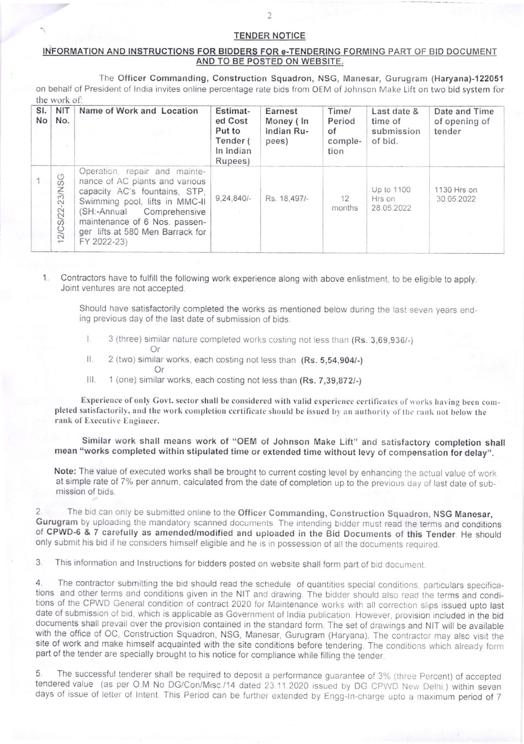## TENDER NOTICE

### INFORMATION AND INSTRUCTIONS FOR BIDDERS FOR e-TENDERING FORMING PART OF BID DOCUMENT AND TO BE POSTED ON WEBSITE.

The **Officer Commanding, Construction Squadron, NSG, Manesar, Gurugram (Haryana)-122051** on behalf of President of India invites online percentage rate bids from OEM of Johnson Make Lift on two bid system for the work of:

| Sl. No | NIT No. | Name of Work and Location | Estimated Cost Put to Tender ( In Indian Rupees) | Earnest Money ( In Indian Rupees) | Time/ Period of completion | Last date & time of submission of bid. | Date and Time of opening of tender |
|---|---|---|---|---|---|---|---|
| 1 | 12/CS/22-23/NSG | Operation, repair and maintenance of AC plants and various capacity AC's fountains, STP, Swimming pool, lifts in MMC-II (SH:-Annual Comprehensive maintenance of 6 Nos. passenger lifts at 580 Men Barrack for FY 2022-23) | 9,24,840/- | Rs. 18,497/- | 12 months | Up to 1100 Hrs on 28.05.2022 | 1130 Hrs on 30.05.2022 |

1. Contractors have to fulfill the following work experience along with above enlistment, to be eligible to apply. Joint ventures are not accepted.

   Should have satisfactorily completed the works as mentioned below during the last seven years ending previous day of the last date of submission of bids.

   I. 3 (three) similar nature completed works costing not less than **(Rs. 3,69,936/-)**
   Or
   II. 2 (two) similar works, each costing not less than **(Rs. 5,54,904/-)**
   Or
   III. 1 (one) similar works, each costing not less than **(Rs. 7,39,872/-)**

   **Experience of only Govt. sector shall be considered with valid experience certificates of works having been completed satisfactorily, and the work completion certificate should be issued by an authority of the rank not below the rank of Executive Engineer.**

   **Similar work shall means work of "OEM of Johnson Make Lift" and satisfactory completion shall mean "works completed within stipulated time or extended time without levy of compensation for delay".**

   **Note:** The value of executed works shall be brought to current costing level by enhancing the actual value of work at simple rate of 7% per annum, calculated from the date of completion up to the previous day of last date of submission of bids.

2. The bid can only be submitted online to the **Officer Commanding, Construction Squadron, NSG Manesar, Gurugram** by uploading the mandatory scanned documents. The intending bidder must read the terms and conditions of **CPWD-6 & 7 carefully as amended/modified and uploaded in the Bid Documents of this Tender**. He should only submit his bid if he considers himself eligible and he is in possession of all the documents required.

3. This information and Instructions for bidders posted on website shall form part of bid document.

4. The contractor submitting the bid should read the schedule of quantities special conditions, particulars specifications and other terms and conditions given in the NIT and drawing. The bidder should also read the terms and conditions of the CPWD General condition of contract 2020 for Maintenance works with all correction slips issued upto last date of submission of bid, which is applicable as Government of India publication. However, provision included in the bid documents shall prevail over the provision contained in the standard form. The set of drawings and NIT will be available with the office of OC, Construction Squadron, NSG, Manesar, Gurugram (Haryana). The contractor may also visit the site of work and make himself acquainted with the site conditions before tendering. The conditions which already form part of the tender are specially brought to his notice for compliance while filling the tender.

5. The successful tenderer shall be required to deposit a performance guarantee of 3% (three Percent) of accepted tendered value (as per O.M No DG/Con/Misc./14 dated 23.11.2020 issued by DG CPWD New Delhi.) within seven days of issue of letter of Intent. This Period can be further extended by Engg-In-charge upto a maximum period of 7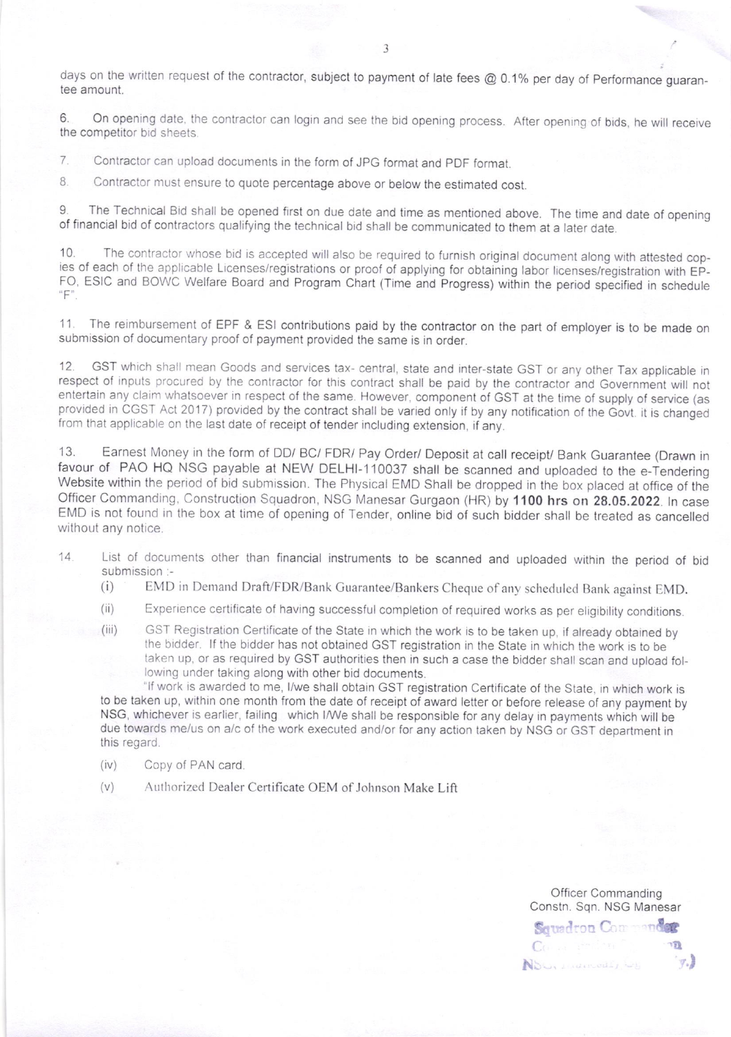days on the written request of the contractor, subject to payment of late fees @ 0.1% per day of Performance guarantee amount.

6. On opening date, the contractor can login and see the bid opening process. After opening of bids, he will receive the competitor bid sheets.

7. Contractor can upload documents in the form of JPG format and PDF format.

8. Contractor must ensure to quote percentage above or below the estimated cost.

9. The Technical Bid shall be opened first on due date and time as mentioned above. The time and date of opening of financial bid of contractors qualifying the technical bid shall be communicated to them at a later date.

10. The contractor whose bid is accepted will also be required to furnish original document along with attested copies of each of the applicable Licenses/registrations or proof of applying for obtaining labor licenses/registration with EPFO, ESIC and BOWC Welfare Board and Program Chart (Time and Progress) within the period specified in schedule "F".

11. The reimbursement of EPF & ESI contributions paid by the contractor on the part of employer is to be made on submission of documentary proof of payment provided the same is in order.

12. GST which shall mean Goods and services tax- central, state and inter-state GST or any other Tax applicable in respect of inputs procured by the contractor for this contract shall be paid by the contractor and Government will not entertain any claim whatsoever in respect of the same. However, component of GST at the time of supply of service (as provided in CGST Act 2017) provided by the contract shall be varied only if by any notification of the Govt. it is changed from that applicable on the last date of receipt of tender including extension, if any.

13. Earnest Money in the form of DD/ BC/ FDR/ Pay Order/ Deposit at call receipt/ Bank Guarantee (Drawn in favour of PAO HQ NSG payable at NEW DELHI-110037 shall be scanned and uploaded to the e-Tendering Website within the period of bid submission. The Physical EMD Shall be dropped in the box placed at office of the Officer Commanding, Construction Squadron, NSG Manesar Gurgaon (HR) by **1100 hrs on 28.05.2022**. In case EMD is not found in the box at time of opening of Tender, online bid of such bidder shall be treated as cancelled without any notice.

14. List of documents other than financial instruments to be scanned and uploaded within the period of bid submission :-

(i) EMD in Demand Draft/FDR/Bank Guarantee/Bankers Cheque of any scheduled Bank against EMD.

(ii) Experience certificate of having successful completion of required works as per eligibility conditions.

(iii) GST Registration Certificate of the State in which the work is to be taken up, if already obtained by the bidder. If the bidder has not obtained GST registration in the State in which the work is to be taken up, or as required by GST authorities then in such a case the bidder shall scan and upload following under taking along with other bid documents.

"If work is awarded to me, I/we shall obtain GST registration Certificate of the State, in which work is to be taken up, within one month from the date of receipt of award letter or before release of any payment by NSG, whichever is earlier, failing which I/We shall be responsible for any delay in payments which will be due towards me/us on a/c of the work executed and/or for any action taken by NSG or GST department in this regard.

(iv) Copy of PAN card.

(v) Authorized Dealer Certificate OEM of Johnson Make Lift

Officer Commanding
Constn. Sqn. NSG Manesar

Squadron Commander